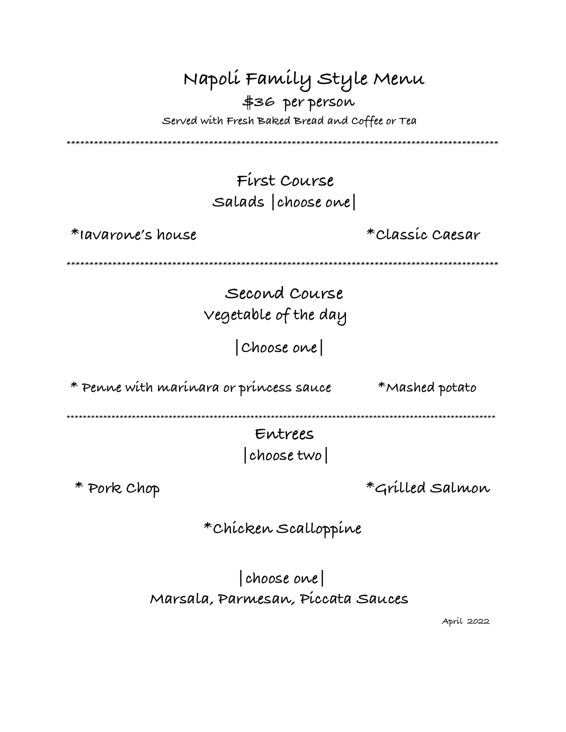# Napoli Family Style Menu

## $36 per person

Served with Fresh Baked Bread and Coffee or Tea

*************************************************************************************************

## First Course

### Salads |choose one|

*Iavarone's house

*Classic Caesar

*************************************************************************************************

## Second Course

### Vegetable of the day

|Choose one|

* Penne with marinara or princess sauce

*Mashed potato

*************************************************************************************************

## Entrees

|choose two|

* Pork Chop

*Grilled Salmon

*Chicken Scalloppine

|choose one|

Marsala, Parmesan, Piccata Sauces

April 2022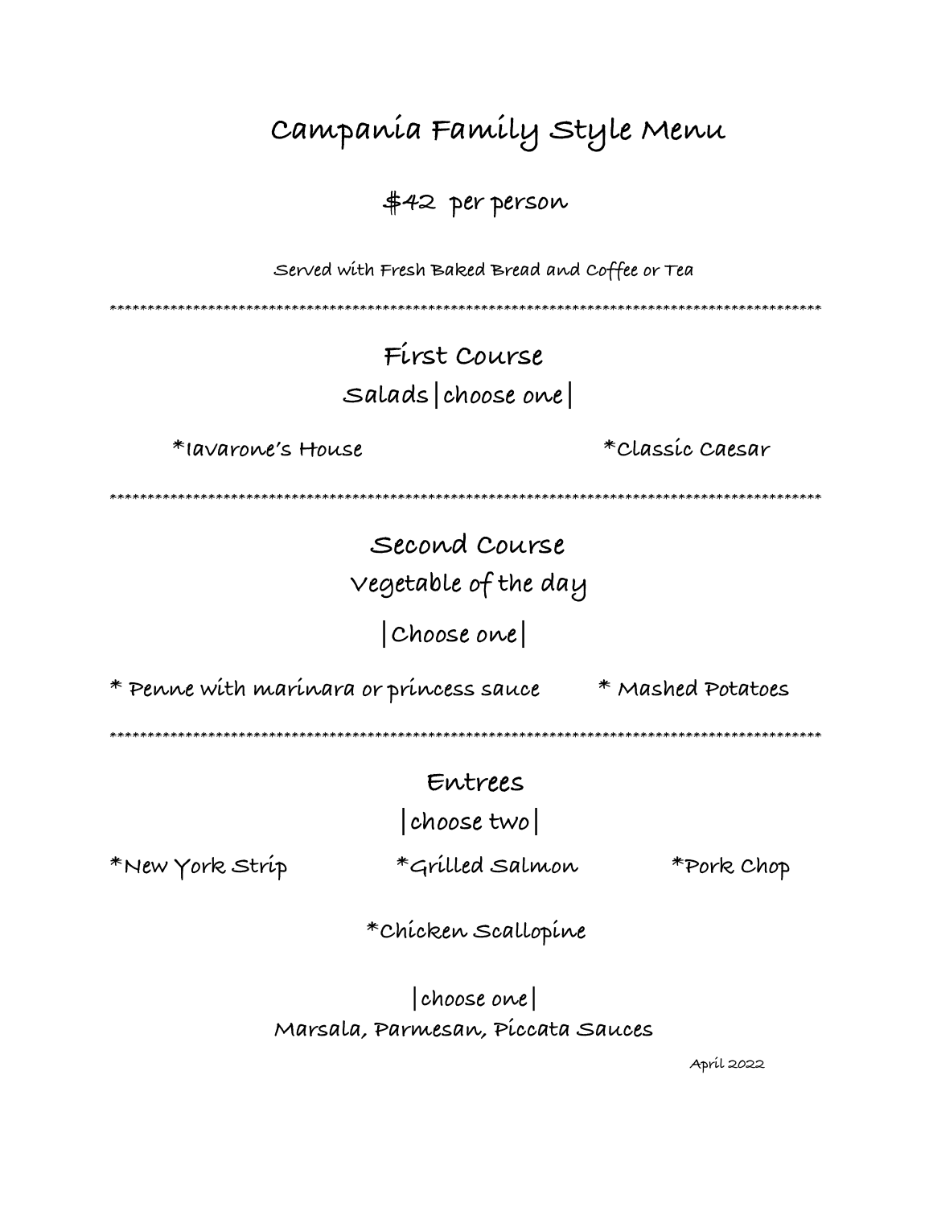# Campania Family Style Menu

## $42 per person

Served with Fresh Baked Bread and Coffee or Tea

*************************************************************************************************

## First Course

### Salads|choose one|

*Iavarone's House

*Classic Caesar

*************************************************************************************************

## Second Course

### Vegetable of the day

### |Choose one|

* Penne with marinara or princess sauce
* Mashed Potatoes

*************************************************************************************************

## Entrees

### |choose two|

*New York Strip

*Grilled Salmon

*Pork Chop

*Chicken Scallopine

|choose one|
Marsala, Parmesan, Piccata Sauces

April 2022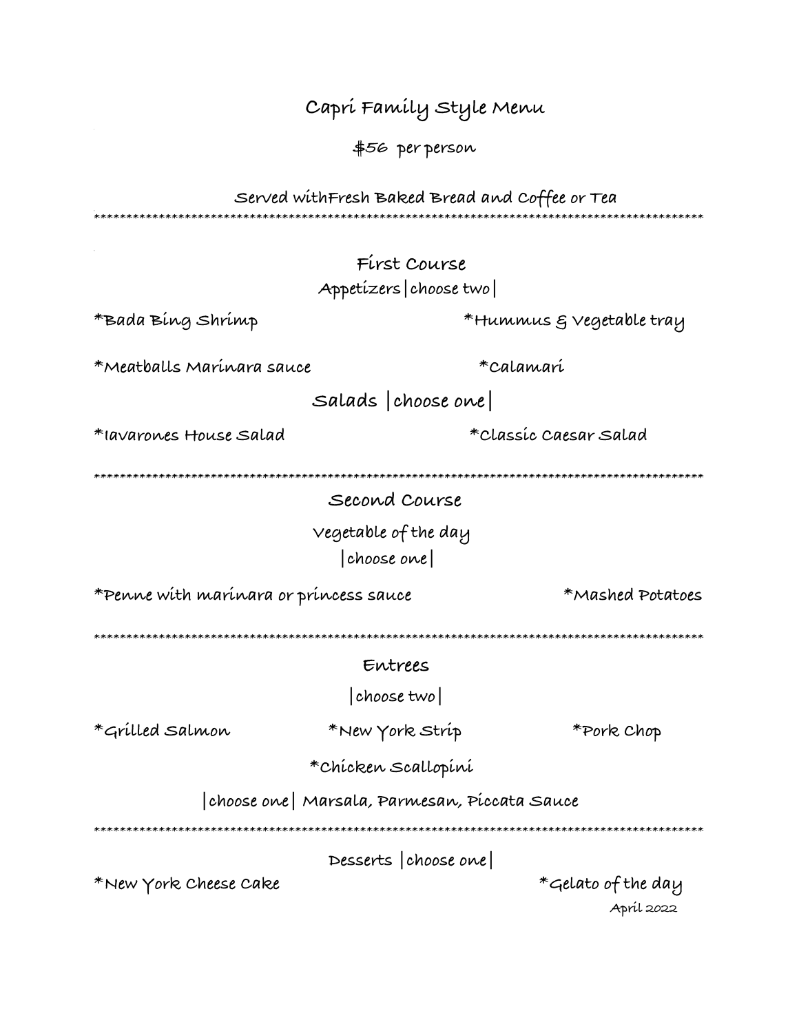# Capri Family Style Menu

$56 per person

Served withFresh Baked Bread and Coffee or Tea

***

## First Course

Appetizers|choose two|

*Bada Bing Shrimp

*Hummus & Vegetable tray

*Meatballs Marinara sauce

*Calamari

## Salads |choose one|

*Iavarones House Salad

*Classic Caesar Salad

***

## Second Course

Vegetable of the day

|choose one|

*Penne with marinara or princess sauce

*Mashed Potatoes

***

## Entrees

|choose two|

*Grilled Salmon

*New York Strip

*Pork Chop

*Chicken Scallopini

|choose one| Marsala, Parmesan, Piccata Sauce

***

## Desserts |choose one|

*New York Cheese Cake

*Gelato of the day

April 2022